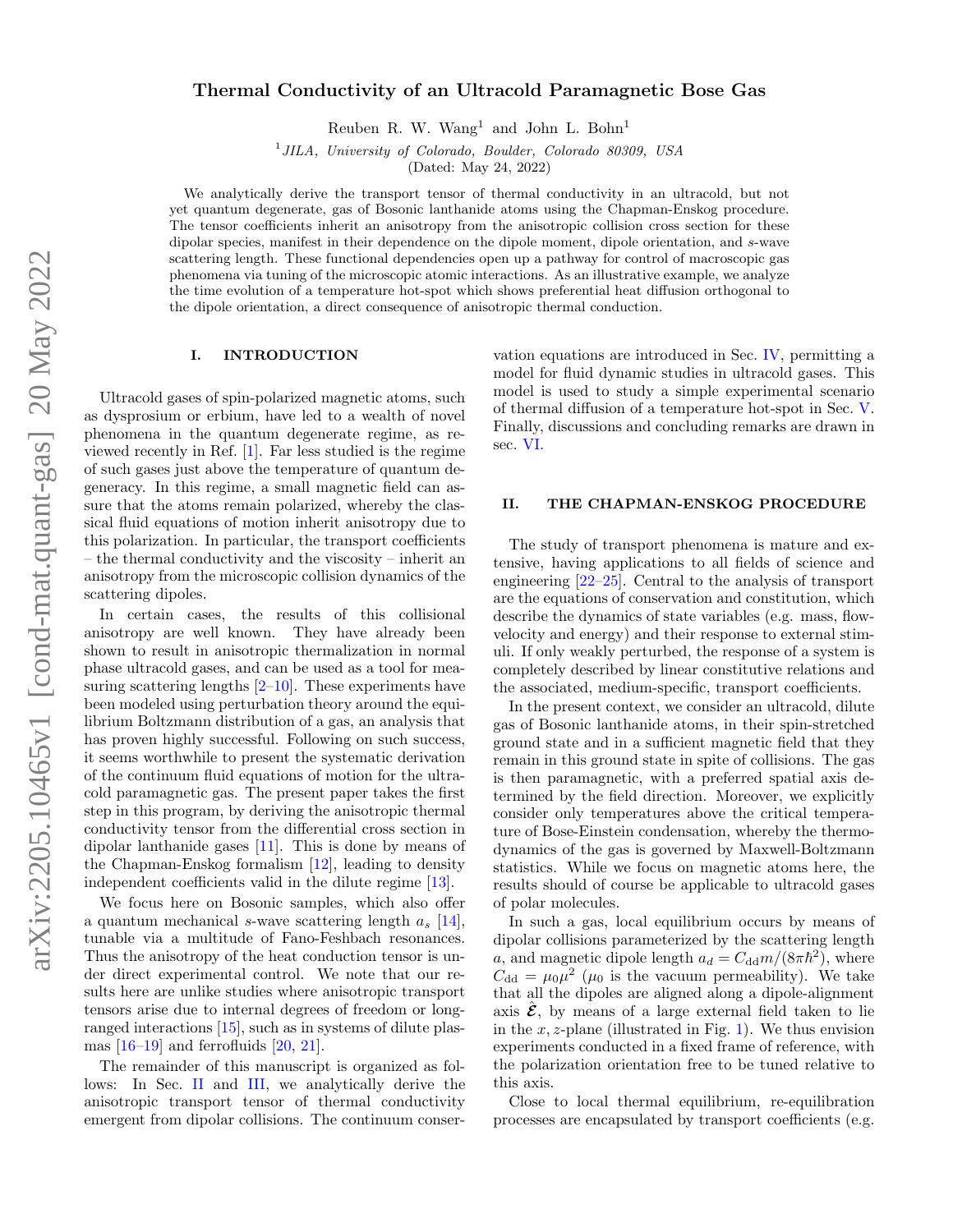# Thermal Conductivity of an Ultracold Paramagnetic Bose Gas

Reuben R. W. Wang[1] and John L. Bohn[1]

[1] *JILA, University of Colorado, Boulder, Colorado 80309, USA*

(Dated: May 24, 2022)

We analytically derive the transport tensor of thermal conductivity in an ultracold, but not yet quantum degenerate, gas of Bosonic lanthanide atoms using the Chapman-Enskog procedure. The tensor coefficients inherit an anisotropy from the anisotropic collision cross section for these dipolar species, manifest in their dependence on the dipole moment, dipole orientation, and $s$-wave scattering length. These functional dependencies open up a pathway for control of macroscopic gas phenomena via tuning of the microscopic atomic interactions. As an illustrative example, we analyze the time evolution of a temperature hot-spot which shows preferential heat diffusion orthogonal to the dipole orientation, a direct consequence of anisotropic thermal conduction.

## I. INTRODUCTION

Ultracold gases of spin-polarized magnetic atoms, such as dysprosium or erbium, have led to a wealth of novel phenomena in the quantum degenerate regime, as reviewed recently in Ref. [1]. Far less studied is the regime of such gases just above the temperature of quantum degeneracy. In this regime, a small magnetic field can assure that the atoms remain polarized, whereby the classical fluid equations of motion inherit anisotropy due to this polarization. In particular, the transport coefficients – the thermal conductivity and the viscosity – inherit an anisotropy from the microscopic collision dynamics of the scattering dipoles.

In certain cases, the results of this collisional anisotropy are well known. They have already been shown to result in anisotropic thermalization in normal phase ultracold gases, and can be used as a tool for measuring scattering lengths [2–10]. These experiments have been modeled using perturbation theory around the equilibrium Boltzmann distribution of a gas, an analysis that has proven highly successful. Following on such success, it seems worthwhile to present the systematic derivation of the continuum fluid equations of motion for the ultracold paramagnetic gas. The present paper takes the first step in this program, by deriving the anisotropic thermal conductivity tensor from the differential cross section in dipolar lanthanide gases [11]. This is done by means of the Chapman-Enskog formalism [12], leading to density independent coefficients valid in the dilute regime [13].

We focus here on Bosonic samples, which also offer a quantum mechanical $s$-wave scattering length $a_s$ [14], tunable via a multitude of Fano-Feshbach resonances. Thus the anisotropy of the heat conduction tensor is under direct experimental control. We note that our results here are unlike studies where anisotropic transport tensors arise due to internal degrees of freedom or long-ranged interactions [15], such as in systems of dilute plasmas [16–19] and ferrofluids [20, 21].

The remainder of this manuscript is organized as follows: In Sec. II and III, we analytically derive the anisotropic transport tensor of thermal conductivity emergent from dipolar collisions. The continuum conservation equations are introduced in Sec. IV, permitting a model for fluid dynamic studies in ultracold gases. This model is used to study a simple experimental scenario of thermal diffusion of a temperature hot-spot in Sec. V. Finally, discussions and concluding remarks are drawn in sec. VI.

## II. THE CHAPMAN-ENSKOG PROCEDURE

The study of transport phenomena is mature and extensive, having applications to all fields of science and engineering [22–25]. Central to the analysis of transport are the equations of conservation and constitution, which describe the dynamics of state variables (e.g. mass, flow-velocity and energy) and their response to external stimuli. If only weakly perturbed, the response of a system is completely described by linear constitutive relations and the associated, medium-specific, transport coefficients.

In the present context, we consider an ultracold, dilute gas of Bosonic lanthanide atoms, in their spin-stretched ground state and in a sufficient magnetic field that they remain in this ground state in spite of collisions. The gas is then paramagnetic, with a preferred spatial axis determined by the field direction. Moreover, we explicitly consider only temperatures above the critical temperature of Bose-Einstein condensation, whereby the thermodynamics of the gas is governed by Maxwell-Boltzmann statistics. While we focus on magnetic atoms here, the results should of course be applicable to ultracold gases of polar molecules.

In such a gas, local equilibrium occurs by means of dipolar collisions parameterized by the scattering length $a$, and magnetic dipole length $a_d = C_{\rm dd} m/(8\pi\hbar^2)$, where $C_{\rm dd} = \mu_0 \mu^2$ ($\mu_0$ is the vacuum permeability). We take that all the dipoles are aligned along a dipole-alignment axis $\hat{\boldsymbol{\mathcal{E}}}$, by means of a large external field taken to lie in the $x, z$-plane (illustrated in Fig. 1). We thus envision experiments conducted in a fixed frame of reference, with the polarization orientation free to be tuned relative to this axis.

Close to local thermal equilibrium, re-equilibration processes are encapsulated by transport coefficients (e.g.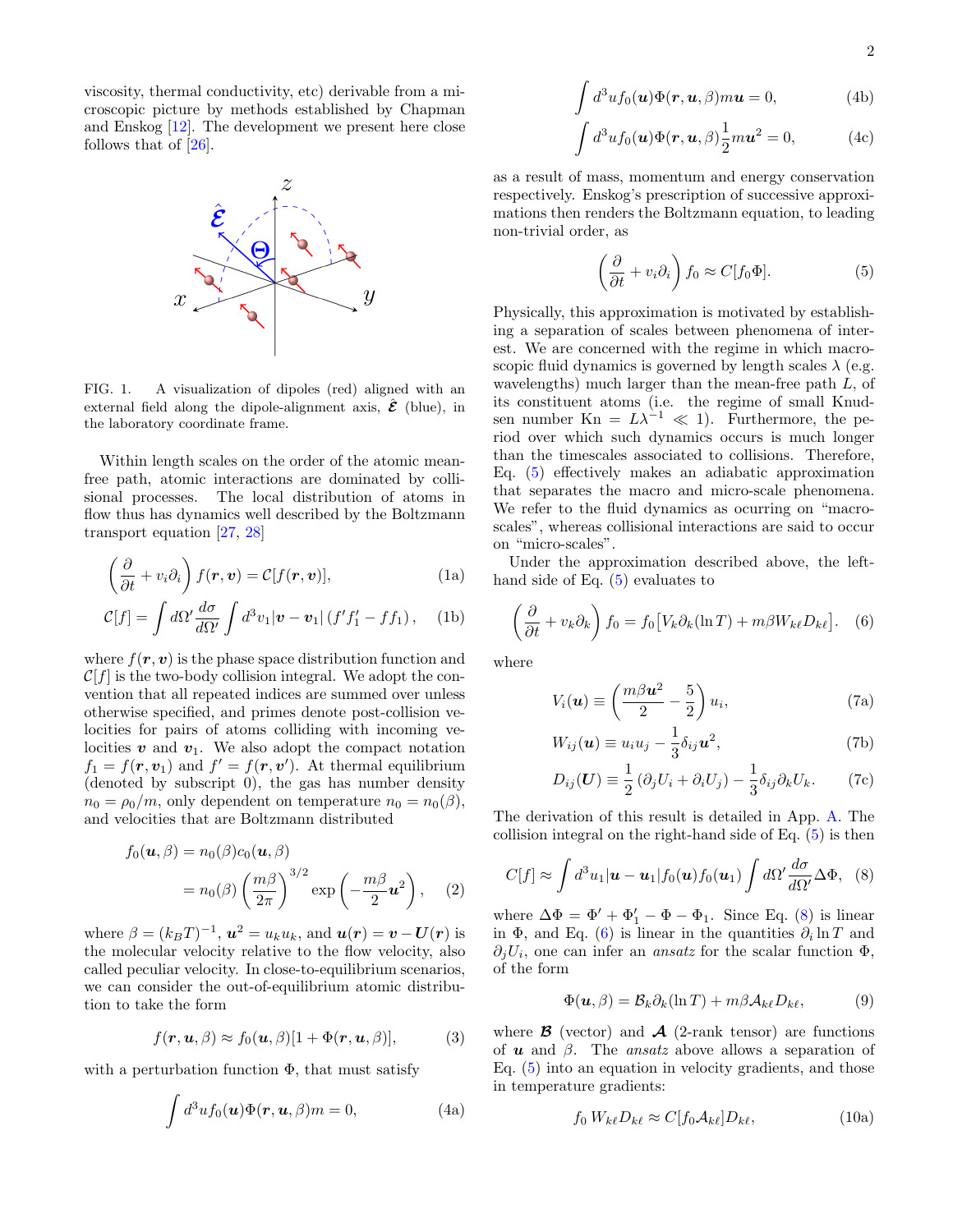viscosity, thermal conductivity, etc) derivable from a microscopic picture by methods established by Chapman and Enskog [12]. The development we present here close follows that of [26].

FIG. 1. A visualization of dipoles (red) aligned with an external field along the dipole-alignment axis, $\hat{\boldsymbol{\mathcal{E}}}$ (blue), in the laboratory coordinate frame.

Within length scales on the order of the atomic mean-free path, atomic interactions are dominated by collisional processes. The local distribution of atoms in flow thus has dynamics well described by the Boltzmann transport equation [27, 28]

$$\left(\frac{\partial}{\partial t} + v_i \partial_i\right) f(\boldsymbol{r}, \boldsymbol{v}) = \mathcal{C}[f(\boldsymbol{r}, \boldsymbol{v})], \tag{1a}$$

$$\mathcal{C}[f] = \int d\Omega' \frac{d\sigma}{d\Omega'} \int d^3 v_1 |\boldsymbol{v} - \boldsymbol{v}_1| \left(f' f_1' - f f_1\right), \tag{1b}$$

where $f(\boldsymbol{r}, \boldsymbol{v})$ is the phase space distribution function and $\mathcal{C}[f]$ is the two-body collision integral. We adopt the convention that all repeated indices are summed over unless otherwise specified, and primes denote post-collision velocities for pairs of atoms colliding with incoming velocities $\boldsymbol{v}$ and $\boldsymbol{v}_1$. We also adopt the compact notation $f_1 = f(\boldsymbol{r}, \boldsymbol{v}_1)$ and $f' = f(\boldsymbol{r}, \boldsymbol{v}')$. At thermal equilibrium (denoted by subscript 0), the gas has number density $n_0 = \rho_0/m$, only dependent on temperature $n_0 = n_0(\beta)$, and velocities that are Boltzmann distributed

$$\begin{aligned} f_0(\boldsymbol{u}, \beta) &= n_0(\beta) c_0(\boldsymbol{u}, \beta) \\ &= n_0(\beta) \left(\frac{m\beta}{2\pi}\right)^{3/2} \exp\left(-\frac{m\beta}{2}\boldsymbol{u}^2\right), \end{aligned} \tag{2}$$

where $\beta = (k_B T)^{-1}$, $\boldsymbol{u}^2 = u_k u_k$, and $\boldsymbol{u}(\boldsymbol{r}) = \boldsymbol{v} - \boldsymbol{U}(\boldsymbol{r})$ is the molecular velocity relative to the flow velocity, also called peculiar velocity. In close-to-equilibrium scenarios, we can consider the out-of-equilibrium atomic distribution to take the form

$$f(\boldsymbol{r}, \boldsymbol{u}, \beta) \approx f_0(\boldsymbol{u}, \beta)[1 + \Phi(\boldsymbol{r}, \boldsymbol{u}, \beta)], \tag{3}$$

with a perturbation function $\Phi$, that must satisfy

$$\int d^3 u f_0(\boldsymbol{u}) \Phi(\boldsymbol{r}, \boldsymbol{u}, \beta) m = 0, \tag{4a}$$

$$\int d^3 u f_0(\boldsymbol{u}) \Phi(\boldsymbol{r}, \boldsymbol{u}, \beta) m \boldsymbol{u} = 0, \tag{4b}$$

$$\int d^3 u f_0(\boldsymbol{u}) \Phi(\boldsymbol{r}, \boldsymbol{u}, \beta) \frac{1}{2} m \boldsymbol{u}^2 = 0, \tag{4c}$$

as a result of mass, momentum and energy conservation respectively. Enskog's prescription of successive approximations then renders the Boltzmann equation, to leading non-trivial order, as

$$\left(\frac{\partial}{\partial t} + v_i \partial_i\right) f_0 \approx C[f_0 \Phi]. \tag{5}$$

Physically, this approximation is motivated by establishing a separation of scales between phenomena of interest. We are concerned with the regime in which macroscopic fluid dynamics is governed by length scales $\lambda$ (e.g. wavelengths) much larger than the mean-free path $L$, of its constituent atoms (i.e. the regime of small Knudsen number $\mathrm{Kn} = L\lambda^{-1} \ll 1$). Furthermore, the period over which such dynamics occurs is much longer than the timescales associated to collisions. Therefore, Eq. (5) effectively makes an adiabatic approximation that separates the macro and micro-scale phenomena. We refer to the fluid dynamics as ocurring on "macroscales", whereas collisional interactions are said to occur on "micro-scales".

Under the approximation described above, the left-hand side of Eq. (5) evaluates to

$$\left(\frac{\partial}{\partial t} + v_k \partial_k\right) f_0 = f_0 \big[V_k \partial_k (\ln T) + m\beta W_{k\ell} D_{k\ell}\big]. \tag{6}$$

where

$$V_i(\boldsymbol{u}) \equiv \left(\frac{m\beta \boldsymbol{u}^2}{2} - \frac{5}{2}\right) u_i, \tag{7a}$$

$$W_{ij}(\boldsymbol{u}) \equiv u_i u_j - \frac{1}{3}\delta_{ij} \boldsymbol{u}^2, \tag{7b}$$

$$D_{ij}(\boldsymbol{U}) \equiv \frac{1}{2}\left(\partial_j U_i + \partial_i U_j\right) - \frac{1}{3}\delta_{ij} \partial_k U_k. \tag{7c}$$

The derivation of this result is detailed in App. A. The collision integral on the right-hand side of Eq. (5) is then

$$C[f] \approx \int d^3 u_1 |\boldsymbol{u} - \boldsymbol{u}_1| f_0(\boldsymbol{u}) f_0(\boldsymbol{u}_1) \int d\Omega' \frac{d\sigma}{d\Omega'} \Delta\Phi, \tag{8}$$

where $\Delta\Phi = \Phi' + \Phi_1' - \Phi - \Phi_1$. Since Eq. (8) is linear in $\Phi$, and Eq. (6) is linear in the quantities $\partial_i \ln T$ and $\partial_j U_i$, one can infer an *ansatz* for the scalar function $\Phi$, of the form

$$\Phi(\boldsymbol{u}, \beta) = \mathcal{B}_k \partial_k (\ln T) + m\beta \mathcal{A}_{k\ell} D_{k\ell}, \tag{9}$$

where $\boldsymbol{\mathcal{B}}$ (vector) and $\boldsymbol{\mathcal{A}}$ (2-rank tensor) are functions of $\boldsymbol{u}$ and $\beta$. The *ansatz* above allows a separation of Eq. (5) into an equation in velocity gradients, and those in temperature gradients:

$$f_0 \, W_{k\ell} D_{k\ell} \approx C[f_0 \mathcal{A}_{k\ell}] D_{k\ell}, \tag{10a}$$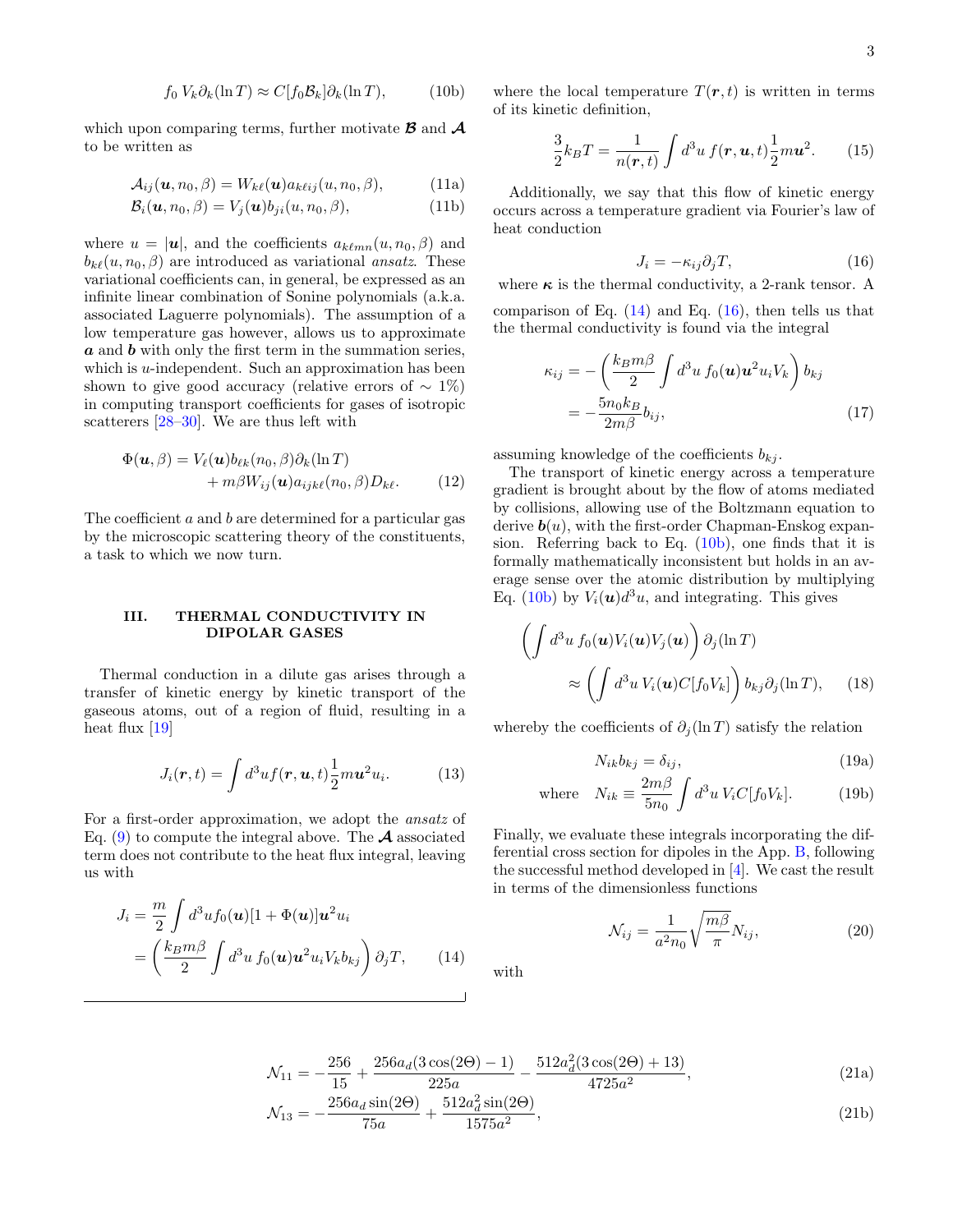$$f_0\, V_k \partial_k(\ln T) \approx C[f_0 \mathcal{B}_k] \partial_k(\ln T), \tag{10b}$$

which upon comparing terms, further motivate $\boldsymbol{\mathcal{B}}$ and $\boldsymbol{\mathcal{A}}$ to be written as

$$\mathcal{A}_{ij}(\boldsymbol{u}, n_0, \beta) = W_{k\ell}(\boldsymbol{u}) a_{k\ell ij}(u, n_0, \beta), \tag{11a}$$

$$\mathcal{B}_i(\boldsymbol{u}, n_0, \beta) = V_j(\boldsymbol{u}) b_{ji}(u, n_0, \beta), \tag{11b}$$

where $u = |\boldsymbol{u}|$, and the coefficients $a_{k\ell mn}(u, n_0, \beta)$ and $b_{k\ell}(u, n_0, \beta)$ are introduced as variational *ansatz*. These variational coefficients can, in general, be expressed as an infinite linear combination of Sonine polynomials (a.k.a. associated Laguerre polynomials). The assumption of a low temperature gas however, allows us to approximate $\boldsymbol{a}$ and $\boldsymbol{b}$ with only the first term in the summation series, which is $u$-independent. Such an approximation has been shown to give good accuracy (relative errors of $\sim 1\%$) in computing transport coefficients for gases of isotropic scatterers [28–30]. We are thus left with

$$\Phi(\boldsymbol{u}, \beta) = V_\ell(\boldsymbol{u}) b_{\ell k}(n_0, \beta) \partial_k(\ln T) + m\beta W_{ij}(\boldsymbol{u}) a_{ijk\ell}(n_0, \beta) D_{k\ell}. \tag{12}$$

The coefficient $a$ and $b$ are determined for a particular gas by the microscopic scattering theory of the constituents, a task to which we now turn.

## III. THERMAL CONDUCTIVITY IN DIPOLAR GASES

Thermal conduction in a dilute gas arises through a transfer of kinetic energy by kinetic transport of the gaseous atoms, out of a region of fluid, resulting in a heat flux [19]

$$J_i(\boldsymbol{r}, t) = \int d^3u f(\boldsymbol{r}, \boldsymbol{u}, t) \frac{1}{2} m \boldsymbol{u}^2 u_i. \tag{13}$$

For a first-order approximation, we adopt the *ansatz* of Eq. (9) to compute the integral above. The $\boldsymbol{\mathcal{A}}$ associated term does not contribute to the heat flux integral, leaving us with

$$\begin{aligned} J_i &= \frac{m}{2} \int d^3u f_0(\boldsymbol{u})[1 + \Phi(\boldsymbol{u})] \boldsymbol{u}^2 u_i \\ &= \left( \frac{k_B m\beta}{2} \int d^3u\, f_0(\boldsymbol{u}) \boldsymbol{u}^2 u_i V_k b_{kj} \right) \partial_j T, \end{aligned} \tag{14}$$

where the local temperature $T(\boldsymbol{r}, t)$ is written in terms of its kinetic definition,

$$\frac{3}{2} k_B T = \frac{1}{n(\boldsymbol{r}, t)} \int d^3u\, f(\boldsymbol{r}, \boldsymbol{u}, t) \frac{1}{2} m \boldsymbol{u}^2. \tag{15}$$

Additionally, we say that this flow of kinetic energy occurs across a temperature gradient via Fourier's law of heat conduction

$$J_i = -\kappa_{ij} \partial_j T, \tag{16}$$

where $\boldsymbol{\kappa}$ is the thermal conductivity, a 2-rank tensor. A comparison of Eq. (14) and Eq. (16), then tells us that the thermal conductivity is found via the integral

$$\begin{aligned} \kappa_{ij} &= -\left( \frac{k_B m\beta}{2} \int d^3u\, f_0(\boldsymbol{u}) \boldsymbol{u}^2 u_i V_k \right) b_{kj} \\ &= -\frac{5 n_0 k_B}{2 m\beta} b_{ij}, \end{aligned} \tag{17}$$

assuming knowledge of the coefficients $b_{kj}$.

The transport of kinetic energy across a temperature gradient is brought about by the flow of atoms mediated by collisions, allowing use of the Boltzmann equation to derive $\boldsymbol{b}(u)$, with the first-order Chapman-Enskog expansion. Referring back to Eq. (10b), one finds that it is formally mathematically inconsistent but holds in an average sense over the atomic distribution by multiplying Eq. (10b) by $V_i(\boldsymbol{u}) d^3u$, and integrating. This gives

$$\begin{aligned} &\left( \int d^3u\, f_0(\boldsymbol{u}) V_i(\boldsymbol{u}) V_j(\boldsymbol{u}) \right) \partial_j(\ln T) \\ &\qquad \approx \left( \int d^3u\, V_i(\boldsymbol{u}) C[f_0 V_k] \right) b_{kj} \partial_j(\ln T), \end{aligned} \tag{18}$$

whereby the coefficients of $\partial_j(\ln T)$ satisfy the relation

$$N_{ik} b_{kj} = \delta_{ij}, \tag{19a}$$

$$\text{where} \quad N_{ik} \equiv \frac{2m\beta}{5n_0} \int d^3u\, V_i C[f_0 V_k]. \tag{19b}$$

Finally, we evaluate these integrals incorporating the differential cross section for dipoles in the App. B, following the successful method developed in [4]. We cast the result in terms of the dimensionless functions

$$\mathcal{N}_{ij} = \frac{1}{a^2 n_0} \sqrt{\frac{m\beta}{\pi}} N_{ij}, \tag{20}$$

with

$$\mathcal{N}_{11} = -\frac{256}{15} + \frac{256 a_d (3\cos(2\Theta) - 1)}{225 a} - \frac{512 a_d^2 (3\cos(2\Theta) + 13)}{4725 a^2}, \tag{21a}$$

$$\mathcal{N}_{13} = -\frac{256 a_d \sin(2\Theta)}{75 a} + \frac{512 a_d^2 \sin(2\Theta)}{1575 a^2}, \tag{21b}$$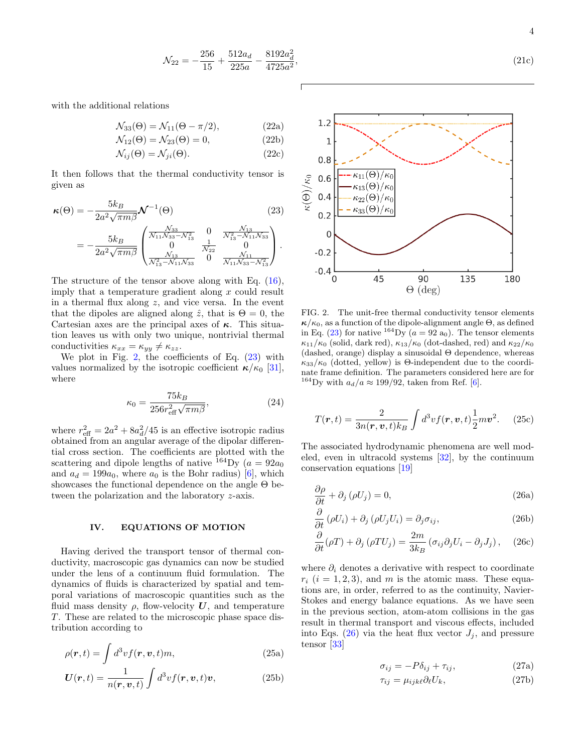$$\mathcal{N}_{22} = -\frac{256}{15} + \frac{512 a_d}{225 a} - \frac{8192 a_d^2}{4725 a^2}, \tag{21c}$$

with the additional relations

$$\mathcal{N}_{33}(\Theta) = \mathcal{N}_{11}(\Theta - \pi/2), \tag{22a}$$

$$\mathcal{N}_{12}(\Theta) = \mathcal{N}_{23}(\Theta) = 0, \tag{22b}$$

$$\mathcal{N}_{ij}(\Theta) = \mathcal{N}_{ji}(\Theta). \tag{22c}$$

It then follows that the thermal conductivity tensor is given as

$$\begin{aligned}\boldsymbol{\kappa}(\Theta) &= -\frac{5k_B}{2a^2\sqrt{\pi m \beta}} \boldsymbol{\mathcal{N}}^{-1}(\Theta) \\ &= -\frac{5k_B}{2a^2\sqrt{\pi m \beta}} \begin{pmatrix} \frac{\mathcal{N}_{33}}{\mathcal{N}_{11}\mathcal{N}_{33} - \mathcal{N}_{13}^2} & 0 & \frac{\mathcal{N}_{13}}{\mathcal{N}_{13}^2 - \mathcal{N}_{11}\mathcal{N}_{33}} \\ 0 & \frac{1}{\mathcal{N}_{22}} & 0 \\ \frac{\mathcal{N}_{13}}{\mathcal{N}_{13}^2 - \mathcal{N}_{11}\mathcal{N}_{33}} & 0 & \frac{\mathcal{N}_{11}}{\mathcal{N}_{11}\mathcal{N}_{33} - \mathcal{N}_{13}^2} \end{pmatrix}.\end{aligned} \tag{23}$$

The structure of the tensor above along with Eq. (16), imply that a temperature gradient along $x$ could result in a thermal flux along $z$, and vice versa. In the event that the dipoles are aligned along $\hat{z}$, that is $\Theta = 0$, the Cartesian axes are the principal axes of $\boldsymbol{\kappa}$. This situation leaves us with only two unique, nontrivial thermal conductivities $\kappa_{xx} = \kappa_{yy} \neq \kappa_{zz}$.

We plot in Fig. 2, the coefficients of Eq. (23) with values normalized by the isotropic coefficient $\boldsymbol{\kappa}/\kappa_0$ [31], where

$$\kappa_0 = \frac{75 k_B}{256 r_{\text{eff}}^2 \sqrt{\pi m \beta}}, \tag{24}$$

where $r_{\text{eff}}^2 = 2a^2 + 8a_d^2/45$ is an effective isotropic radius obtained from an angular average of the dipolar differential cross section. The coefficients are plotted with the scattering and dipole lengths of native $^{164}$Dy ($a = 92 a_0$ and $a_d = 199 a_0$, where $a_0$ is the Bohr radius) [6], which showcases the functional dependence on the angle $\Theta$ between the polarization and the laboratory $z$-axis.

FIG. 2. The unit-free thermal conductivity tensor elements $\boldsymbol{\kappa}/\kappa_0$, as a function of the dipole-alignment angle $\Theta$, as defined in Eq. (23) for native $^{164}$Dy ($a = 92$ a$_0$). The tensor elements $\kappa_{11}/\kappa_0$ (solid, dark red), $\kappa_{13}/\kappa_0$ (dot-dashed, red) and $\kappa_{22}/\kappa_0$ (dashed, orange) display a sinusoidal $\Theta$ dependence, whereas $\kappa_{33}/\kappa_0$ (dotted, yellow) is $\Theta$-independent due to the coordinate frame definition. The parameters considered here are for $^{164}$Dy with $a_d/a \approx 199/92$, taken from Ref. [6].

## IV. EQUATIONS OF MOTION

Having derived the transport tensor of thermal conductivity, macroscopic gas dynamics can now be studied under the lens of a continuum fluid formulation. The dynamics of fluids is characterized by spatial and temporal variations of macroscopic quantities such as the fluid mass density $\rho$, flow-velocity $\boldsymbol{U}$, and temperature $T$. These are related to the microscopic phase space distribution according to

$$\rho(\boldsymbol{r}, t) = \int d^3 v f(\boldsymbol{r}, \boldsymbol{v}, t) m, \tag{25a}$$

$$\boldsymbol{U}(\boldsymbol{r}, t) = \frac{1}{n(\boldsymbol{r}, \boldsymbol{v}, t)} \int d^3 v f(\boldsymbol{r}, \boldsymbol{v}, t) \boldsymbol{v}, \tag{25b}$$

$$T(\boldsymbol{r}, t) = \frac{2}{3 n(\boldsymbol{r}, \boldsymbol{v}, t) k_B} \int d^3 v f(\boldsymbol{r}, \boldsymbol{v}, t) \frac{1}{2} m \boldsymbol{v}^2. \tag{25c}$$

The associated hydrodynamic phenomena are well modeled, even in ultracold systems [32], by the continuum conservation equations [19]

$$\frac{\partial \rho}{\partial t} + \partial_j (\rho U_j) = 0, \tag{26a}$$

$$\frac{\partial}{\partial t} (\rho U_i) + \partial_j (\rho U_j U_i) = \partial_j \sigma_{ij}, \tag{26b}$$

$$\frac{\partial}{\partial t} (\rho T) + \partial_j (\rho T U_j) = \frac{2m}{3k_B} (\sigma_{ij} \partial_j U_i - \partial_j J_j), \tag{26c}$$

where $\partial_i$ denotes a derivative with respect to coordinate $r_i$ ($i = 1, 2, 3$), and $m$ is the atomic mass. These equations are, in order, referred to as the continuity, Navier-Stokes and energy balance equations. As we have seen in the previous section, atom-atom collisions in the gas result in thermal transport and viscous effects, included into Eqs. (26) via the heat flux vector $J_j$, and pressure tensor [33]

$$\sigma_{ij} = -P \delta_{ij} + \tau_{ij}, \tag{27a}$$

$$\tau_{ij} = \mu_{ijk\ell} \partial_\ell U_k, \tag{27b}$$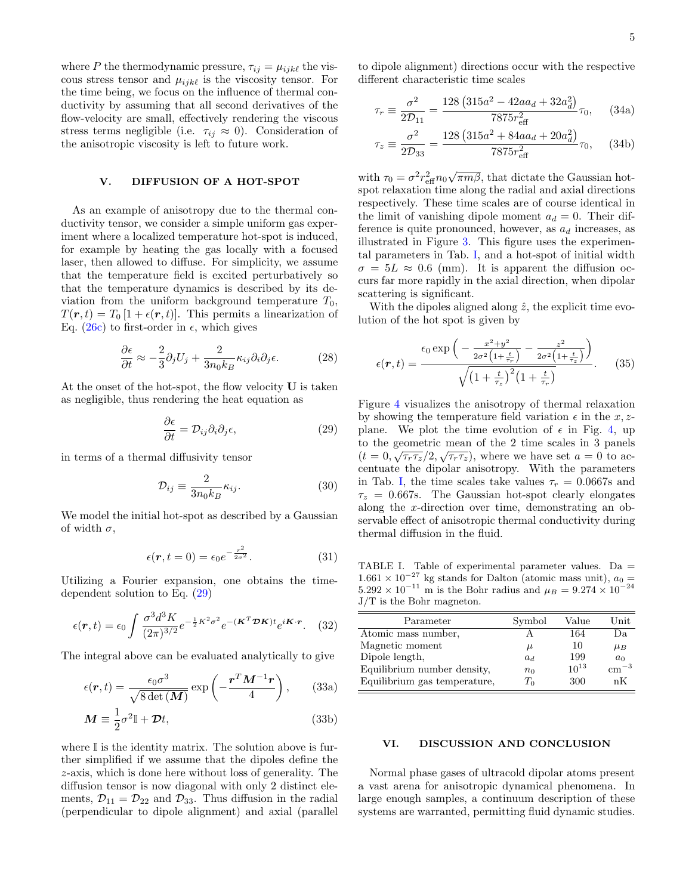where $P$ the thermodynamic pressure, $\tau_{ij} = \mu_{ijk\ell}$ the viscous stress tensor and $\mu_{ijk\ell}$ is the viscosity tensor. For the time being, we focus on the influence of thermal conductivity by assuming that all second derivatives of the flow-velocity are small, effectively rendering the viscous stress terms negligible (i.e. $\tau_{ij} \approx 0$). Consideration of the anisotropic viscosity is left to future work.

## V. DIFFUSION OF A HOT-SPOT

As an example of anisotropy due to the thermal conductivity tensor, we consider a simple uniform gas experiment where a localized temperature hot-spot is induced, for example by heating the gas locally with a focused laser, then allowed to diffuse. For simplicity, we assume that the temperature field is excited perturbatively so that the temperature dynamics is described by its deviation from the uniform background temperature $T_0$, $T(\boldsymbol{r}, t) = T_0 [1 + \epsilon(\boldsymbol{r}, t)]$. This permits a linearization of Eq. (26c) to first-order in $\epsilon$, which gives

$$\frac{\partial \epsilon}{\partial t} \approx -\frac{2}{3} \partial_j U_j + \frac{2}{3 n_0 k_B} \kappa_{ij} \partial_i \partial_j \epsilon. \tag{28}$$

At the onset of the hot-spot, the flow velocity $\mathbf{U}$ is taken as negligible, thus rendering the heat equation as

$$\frac{\partial \epsilon}{\partial t} = \mathcal{D}_{ij} \partial_i \partial_j \epsilon, \tag{29}$$

in terms of a thermal diffusivity tensor

$$\mathcal{D}_{ij} \equiv \frac{2}{3 n_0 k_B} \kappa_{ij}. \tag{30}$$

We model the initial hot-spot as described by a Gaussian of width $\sigma$,

$$\epsilon(\boldsymbol{r}, t = 0) = \epsilon_0 e^{-\frac{r^2}{2\sigma^2}}. \tag{31}$$

Utilizing a Fourier expansion, one obtains the time-dependent solution to Eq. (29)

$$\epsilon(\boldsymbol{r}, t) = \epsilon_0 \int \frac{\sigma^3 d^3 K}{(2\pi)^{3/2}} e^{-\frac{1}{2} K^2 \sigma^2} e^{-(\boldsymbol{K}^T \boldsymbol{\mathcal{D}} \boldsymbol{K}) t} e^{i \boldsymbol{K} \cdot \boldsymbol{r}}. \tag{32}$$

The integral above can be evaluated analytically to give

$$\epsilon(\boldsymbol{r}, t) = \frac{\epsilon_0 \sigma^3}{\sqrt{8 \det(\boldsymbol{M})}} \exp\left( -\frac{\boldsymbol{r}^T \boldsymbol{M}^{-1} \boldsymbol{r}}{4} \right), \tag{33a}$$

$$\boldsymbol{M} \equiv \frac{1}{2} \sigma^2 \mathbb{I} + \boldsymbol{\mathcal{D}} t, \tag{33b}$$

where $\mathbb{I}$ is the identity matrix. The solution above is further simplified if we assume that the dipoles define the $z$-axis, which is done here without loss of generality. The diffusion tensor is now diagonal with only 2 distinct elements, $\mathcal{D}_{11} = \mathcal{D}_{22}$ and $\mathcal{D}_{33}$. Thus diffusion in the radial (perpendicular to dipole alignment) and axial (parallel to dipole alignment) directions occur with the respective different characteristic time scales

$$\tau_r \equiv \frac{\sigma^2}{2\mathcal{D}_{11}} = \frac{128 \left( 315 a^2 - 42 a a_d + 32 a_d^2 \right)}{7875 r_{\text{eff}}^2} \tau_0, \tag{34a}$$

$$\tau_z \equiv \frac{\sigma^2}{2\mathcal{D}_{33}} = \frac{128 \left( 315 a^2 + 84 a a_d + 20 a_d^2 \right)}{7875 r_{\text{eff}}^2} \tau_0, \tag{34b}$$

with $\tau_0 = \sigma^2 r_{\text{eff}}^2 n_0 \sqrt{\pi m \beta}$, that dictate the Gaussian hot-spot relaxation time along the radial and axial directions respectively. These time scales are of course identical in the limit of vanishing dipole moment $a_d = 0$. Their difference is quite pronounced, however, as $a_d$ increases, as illustrated in Figure 3. This figure uses the experimental parameters in Tab. I, and a hot-spot of initial width $\sigma = 5L \approx 0.6$ (mm). It is apparent the diffusion occurs far more rapidly in the axial direction, when dipolar scattering is significant.

With the dipoles aligned along $\hat{z}$, the explicit time evolution of the hot spot is given by

$$\epsilon(\boldsymbol{r}, t) = \frac{\epsilon_0 \exp\left( -\frac{x^2 + y^2}{2\sigma^2 \left(1 + \frac{t}{\tau_r}\right)} - \frac{z^2}{2\sigma^2 \left(1 + \frac{t}{\tau_z}\right)} \right)}{\sqrt{\left(1 + \frac{t}{\tau_z}\right)^2 \left(1 + \frac{t}{\tau_r}\right)}}. \tag{35}$$

Figure 4 visualizes the anisotropy of thermal relaxation by showing the temperature field variation $\epsilon$ in the $x,z$-plane. We plot the time evolution of $\epsilon$ in Fig. 4, up to the geometric mean of the 2 time scales in 3 panels ($t = 0, \sqrt{\tau_r \tau_z}/2, \sqrt{\tau_r \tau_z}$), where we have set $a = 0$ to accentuate the dipolar anisotropy. With the parameters in Tab. I, the time scales take values $\tau_r = 0.0667$s and $\tau_z = 0.667$s. The Gaussian hot-spot clearly elongates along the $x$-direction over time, demonstrating an observable effect of anisotropic thermal conductivity during thermal diffusion in the fluid.

TABLE I. Table of experimental parameter values. Da $= 1.661 \times 10^{-27}$ kg stands for Dalton (atomic mass unit), $a_0 = 5.292 \times 10^{-11}$ m is the Bohr radius and $\mu_B = 9.274 \times 10^{-24}$ J/T is the Bohr magneton.

| Parameter | Symbol | Value | Unit |
|---|---|---|---|
| Atomic mass number, | A | 164 | Da |
| Magnetic moment | $\mu$ | 10 | $\mu_B$ |
| Dipole length, | $a_d$ | 199 | $a_0$ |
| Equilibrium number density, | $n_0$ | $10^{13}$ | $\text{cm}^{-3}$ |
| Equilibrium gas temperature, | $T_0$ | 300 | nK |

## VI. DISCUSSION AND CONCLUSION

Normal phase gases of ultracold dipolar atoms present a vast arena for anisotropic dynamical phenomena. In large enough samples, a continuum description of these systems are warranted, permitting fluid dynamic studies.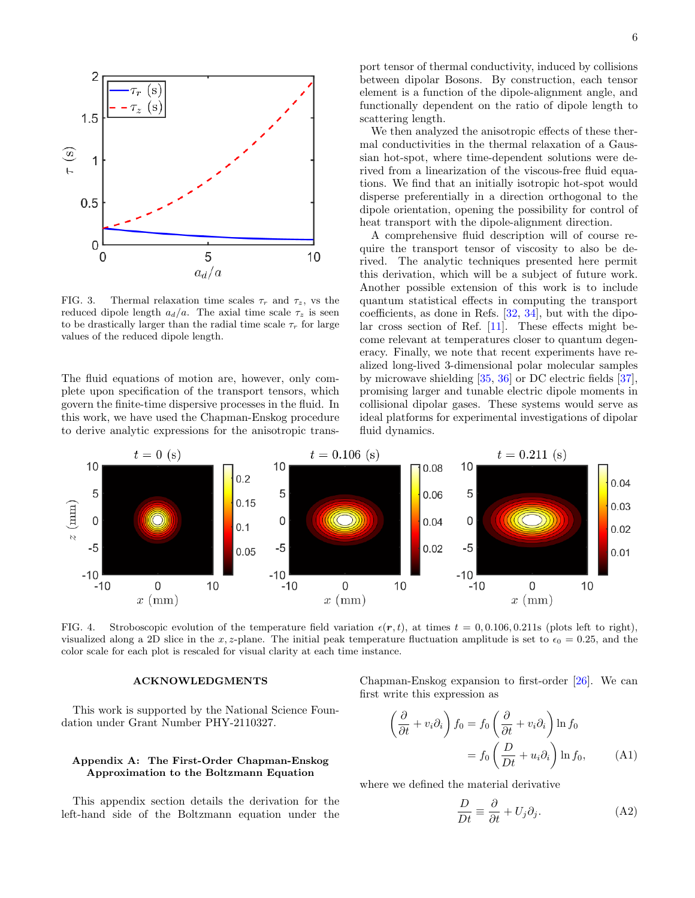FIG. 3. Thermal relaxation time scales $\tau_r$ and $\tau_z$, vs the reduced dipole length $a_d/a$. The axial time scale $\tau_z$ is seen to be drastically larger than the radial time scale $\tau_r$ for large values of the reduced dipole length.

The fluid equations of motion are, however, only complete upon specification of the transport tensors, which govern the finite-time dispersive processes in the fluid. In this work, we have used the Chapman-Enskog procedure to derive analytic expressions for the anisotropic transport tensor of thermal conductivity, induced by collisions between dipolar Bosons. By construction, each tensor element is a function of the dipole-alignment angle, and functionally dependent on the ratio of dipole length to scattering length.

We then analyzed the anisotropic effects of these thermal conductivities in the thermal relaxation of a Gaussian hot-spot, where time-dependent solutions were derived from a linearization of the viscous-free fluid equations. We find that an initially isotropic hot-spot would disperse preferentially in a direction orthogonal to the dipole orientation, opening the possibility for control of heat transport with the dipole-alignment direction.

A comprehensive fluid description will of course require the transport tensor of viscosity to also be derived. The analytic techniques presented here permit this derivation, which will be a subject of future work. Another possible extension of this work is to include quantum statistical effects in computing the transport coefficients, as done in Refs. [32, 34], but with the dipolar cross section of Ref. [11]. These effects might become relevant at temperatures closer to quantum degeneracy. Finally, we note that recent experiments have realized long-lived 3-dimensional polar molecular samples by microwave shielding [35, 36] or DC electric fields [37], promising larger and tunable electric dipole moments in collisional dipolar gases. These systems would serve as ideal platforms for experimental investigations of dipolar fluid dynamics.

FIG. 4. Stroboscopic evolution of the temperature field variation $\epsilon(\boldsymbol{r}, t)$, at times $t = 0, 0.106, 0.211$s (plots left to right), visualized along a 2D slice in the $x, z$-plane. The initial peak temperature fluctuation amplitude is set to $\epsilon_0 = 0.25$, and the color scale for each plot is rescaled for visual clarity at each time instance.

## ACKNOWLEDGMENTS

This work is supported by the National Science Foundation under Grant Number PHY-2110327.

## Appendix A: The First-Order Chapman-Enskog Approximation to the Boltzmann Equation

This appendix section details the derivation for the left-hand side of the Boltzmann equation under the Chapman-Enskog expansion to first-order [26]. We can first write this expression as

$$
\begin{aligned}
\left( \frac{\partial}{\partial t} + v_i \partial_i \right) f_0 &= f_0 \left( \frac{\partial}{\partial t} + v_i \partial_i \right) \ln f_0 \\
&= f_0 \left( \frac{D}{Dt} + u_i \partial_i \right) \ln f_0,
\end{aligned} \tag{A1}
$$

where we defined the material derivative

$$
\frac{D}{Dt} \equiv \frac{\partial}{\partial t} + U_j \partial_j. \tag{A2}
$$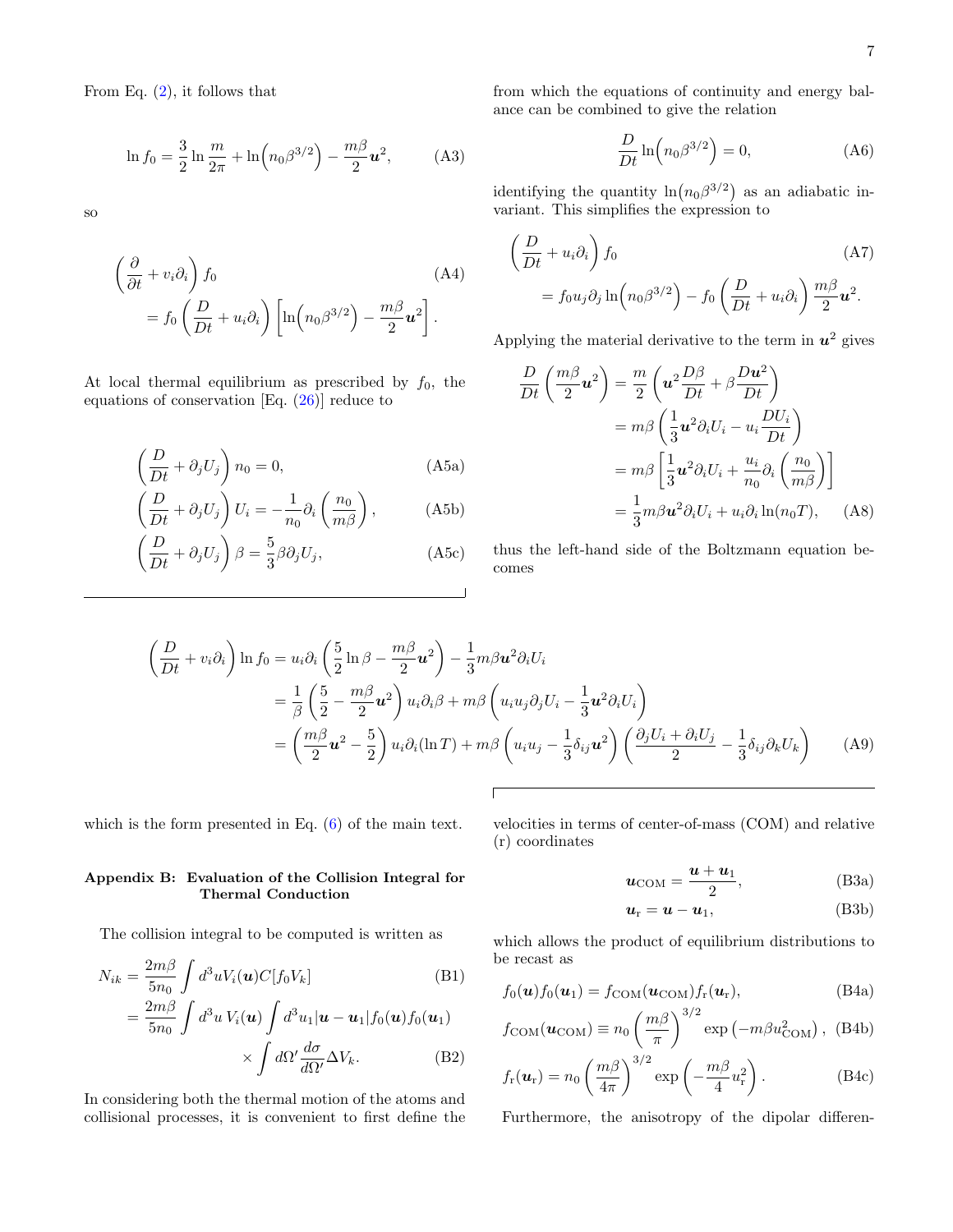From Eq. (2), it follows that

$$\ln f_0 = \frac{3}{2}\ln\frac{m}{2\pi} + \ln\!\left(n_0\beta^{3/2}\right) - \frac{m\beta}{2}\boldsymbol{u}^2, \tag{A3}$$

so

$$\begin{aligned}
&\left(\frac{\partial}{\partial t} + v_i\partial_i\right) f_0 \\
&\quad = f_0\left(\frac{D}{Dt} + u_i\partial_i\right)\left[\ln\!\left(n_0\beta^{3/2}\right) - \frac{m\beta}{2}\boldsymbol{u}^2\right].
\end{aligned} \tag{A4}$$

At local thermal equilibrium as prescribed by $f_0$, the equations of conservation [Eq. (26)] reduce to

$$\left(\frac{D}{Dt} + \partial_j U_j\right) n_0 = 0, \tag{A5a}$$

$$\left(\frac{D}{Dt} + \partial_j U_j\right) U_i = -\frac{1}{n_0}\partial_i\left(\frac{n_0}{m\beta}\right), \tag{A5b}$$

$$\left(\frac{D}{Dt} + \partial_j U_j\right)\beta = \frac{5}{3}\beta\partial_j U_j, \tag{A5c}$$

from which the equations of continuity and energy balance can be combined to give the relation

$$\frac{D}{Dt}\ln\!\left(n_0\beta^{3/2}\right) = 0, \tag{A6}$$

identifying the quantity $\ln\!\left(n_0\beta^{3/2}\right)$ as an adiabatic invariant. This simplifies the expression to

$$\begin{aligned}
&\left(\frac{D}{Dt} + u_i\partial_i\right) f_0 \\
&\quad = f_0 u_j\partial_j\ln\!\left(n_0\beta^{3/2}\right) - f_0\left(\frac{D}{Dt} + u_i\partial_i\right)\frac{m\beta}{2}\boldsymbol{u}^2.
\end{aligned} \tag{A7}$$

Applying the material derivative to the term in $\boldsymbol{u}^2$ gives

$$\begin{aligned}
\frac{D}{Dt}\left(\frac{m\beta}{2}\boldsymbol{u}^2\right) &= \frac{m}{2}\left(\boldsymbol{u}^2\frac{D\beta}{Dt} + \beta\frac{D\boldsymbol{u}^2}{Dt}\right) \\
&= m\beta\left(\frac{1}{3}\boldsymbol{u}^2\partial_i U_i - u_i\frac{DU_i}{Dt}\right) \\
&= m\beta\left[\frac{1}{3}\boldsymbol{u}^2\partial_i U_i + \frac{u_i}{n_0}\partial_i\left(\frac{n_0}{m\beta}\right)\right] \\
&= \frac{1}{3}m\beta\boldsymbol{u}^2\partial_i U_i + u_i\partial_i\ln(n_0 T),
\end{aligned} \tag{A8}$$

thus the left-hand side of the Boltzmann equation becomes

$$\begin{aligned}
\left(\frac{D}{Dt} + v_i\partial_i\right)\ln f_0 &= u_i\partial_i\left(\frac{5}{2}\ln\beta - \frac{m\beta}{2}\boldsymbol{u}^2\right) - \frac{1}{3}m\beta\boldsymbol{u}^2\partial_i U_i \\
&= \frac{1}{\beta}\left(\frac{5}{2} - \frac{m\beta}{2}\boldsymbol{u}^2\right)u_i\partial_i\beta + m\beta\left(u_i u_j\partial_j U_i - \frac{1}{3}\boldsymbol{u}^2\partial_i U_i\right) \\
&= \left(\frac{m\beta}{2}\boldsymbol{u}^2 - \frac{5}{2}\right)u_i\partial_i(\ln T) + m\beta\left(u_i u_j - \frac{1}{3}\delta_{ij}\boldsymbol{u}^2\right)\left(\frac{\partial_j U_i + \partial_i U_j}{2} - \frac{1}{3}\delta_{ij}\partial_k U_k\right)
\end{aligned} \tag{A9}$$

which is the form presented in Eq. (6) of the main text.

## Appendix B: Evaluation of the Collision Integral for Thermal Conduction

The collision integral to be computed is written as

$$N_{ik} = \frac{2m\beta}{5n_0}\int d^3u V_i(\boldsymbol{u})C[f_0 V_k] \tag{B1}$$

$$\begin{aligned}
&= \frac{2m\beta}{5n_0}\int d^3u\, V_i(\boldsymbol{u})\int d^3u_1|\boldsymbol{u} - \boldsymbol{u}_1|f_0(\boldsymbol{u})f_0(\boldsymbol{u}_1) \\
&\qquad \times\int d\Omega'\frac{d\sigma}{d\Omega'}\Delta V_k.
\end{aligned} \tag{B2}$$

In considering both the thermal motion of the atoms and collisional processes, it is convenient to first define the velocities in terms of center-of-mass (COM) and relative (r) coordinates

$$\boldsymbol{u}_{\mathrm{COM}} = \frac{\boldsymbol{u} + \boldsymbol{u}_1}{2}, \tag{B3a}$$

$$\boldsymbol{u}_{\mathrm{r}} = \boldsymbol{u} - \boldsymbol{u}_1, \tag{B3b}$$

which allows the product of equilibrium distributions to be recast as

$$f_0(\boldsymbol{u})f_0(\boldsymbol{u}_1) = f_{\mathrm{COM}}(\boldsymbol{u}_{\mathrm{COM}})f_{\mathrm{r}}(\boldsymbol{u}_{\mathrm{r}}), \tag{B4a}$$

$$f_{\mathrm{COM}}(\boldsymbol{u}_{\mathrm{COM}}) \equiv n_0\left(\frac{m\beta}{\pi}\right)^{3/2}\exp\left(-m\beta u_{\mathrm{COM}}^2\right), \tag{B4b}$$

$$f_{\mathrm{r}}(\boldsymbol{u}_{\mathrm{r}}) = n_0\left(\frac{m\beta}{4\pi}\right)^{3/2}\exp\left(-\frac{m\beta}{4}u_{\mathrm{r}}^2\right). \tag{B4c}$$

Furthermore, the anisotropy of the dipolar differen-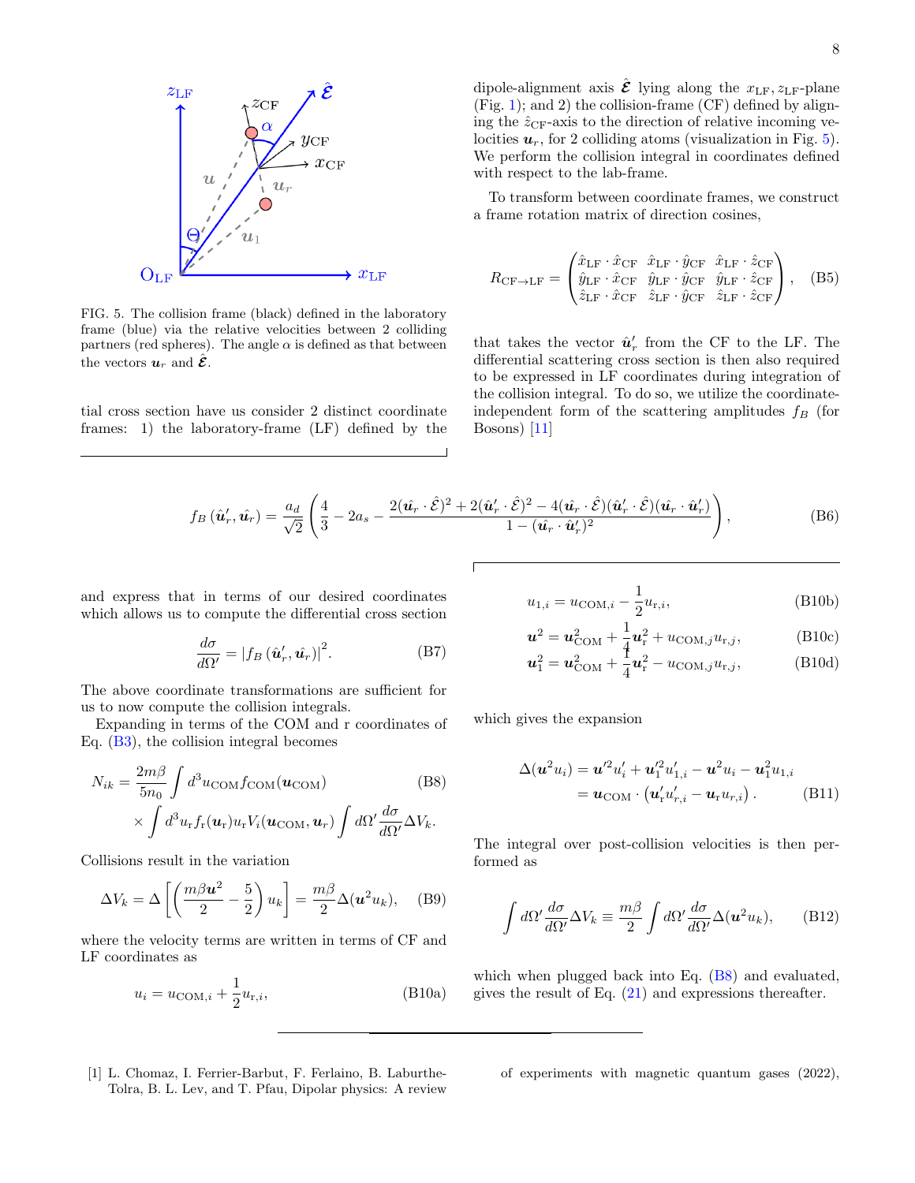FIG. 5. The collision frame (black) defined in the laboratory frame (blue) via the relative velocities between 2 colliding partners (red spheres). The angle $\alpha$ is defined as that between the vectors $\boldsymbol{u}_r$ and $\hat{\boldsymbol{\mathcal{E}}}$.

tial cross section have us consider 2 distinct coordinate frames: 1) the laboratory-frame (LF) defined by the dipole-alignment axis $\hat{\boldsymbol{\mathcal{E}}}$ lying along the $x_{\mathrm{LF}}, z_{\mathrm{LF}}$-plane (Fig. 1); and 2) the collision-frame (CF) defined by aligning the $\hat{z}_{\mathrm{CF}}$-axis to the direction of relative incoming velocities $\boldsymbol{u}_r$, for 2 colliding atoms (visualization in Fig. 5). We perform the collision integral in coordinates defined with respect to the lab-frame.

To transform between coordinate frames, we construct a frame rotation matrix of direction cosines,

$$
R_{\mathrm{CF}\to\mathrm{LF}} = \begin{pmatrix} \hat{x}_{\mathrm{LF}} \cdot \hat{x}_{\mathrm{CF}} & \hat{x}_{\mathrm{LF}} \cdot \hat{y}_{\mathrm{CF}} & \hat{x}_{\mathrm{LF}} \cdot \hat{z}_{\mathrm{CF}} \\ \hat{y}_{\mathrm{LF}} \cdot \hat{x}_{\mathrm{CF}} & \hat{y}_{\mathrm{LF}} \cdot \hat{y}_{\mathrm{CF}} & \hat{y}_{\mathrm{LF}} \cdot \hat{z}_{\mathrm{CF}} \\ \hat{z}_{\mathrm{LF}} \cdot \hat{x}_{\mathrm{CF}} & \hat{z}_{\mathrm{LF}} \cdot \hat{y}_{\mathrm{CF}} & \hat{z}_{\mathrm{LF}} \cdot \hat{z}_{\mathrm{CF}} \end{pmatrix}, \quad \text{(B5)}
$$

that takes the vector $\hat{\boldsymbol{u}}_r'$ from the CF to the LF. The differential scattering cross section is then also required to be expressed in LF coordinates during integration of the collision integral. To do so, we utilize the coordinate-independent form of the scattering amplitudes $f_B$ (for Bosons) [11]

$$
f_B\left(\hat{\boldsymbol{u}}_r', \hat{\boldsymbol{u}}_r\right) = \frac{a_d}{\sqrt{2}}\left(\frac{4}{3} - 2a_s - \frac{2(\hat{\boldsymbol{u}}_r \cdot \hat{\mathcal{E}})^2 + 2(\hat{\boldsymbol{u}}_r' \cdot \hat{\mathcal{E}})^2 - 4(\hat{\boldsymbol{u}}_r \cdot \hat{\mathcal{E}})(\hat{\boldsymbol{u}}_r' \cdot \hat{\mathcal{E}})(\hat{\boldsymbol{u}}_r \cdot \hat{\boldsymbol{u}}_r')}{1 - (\hat{\boldsymbol{u}}_r \cdot \hat{\boldsymbol{u}}_r')^2}\right), \quad \text{(B6)}
$$

and express that in terms of our desired coordinates which allows us to compute the differential cross section

$$
\frac{d\sigma}{d\Omega'} = \left|f_B\left(\hat{\boldsymbol{u}}_r', \hat{\boldsymbol{u}}_r\right)\right|^2. \quad \text{(B7)}
$$

The above coordinate transformations are sufficient for us to now compute the collision integrals.

Expanding in terms of the COM and r coordinates of Eq. (B3), the collision integral becomes

$$
\begin{aligned}
N_{ik} = \frac{2m\beta}{5n_0} \int d^3 u_{\mathrm{COM}} f_{\mathrm{COM}}(\boldsymbol{u}_{\mathrm{COM}}) \quad & \text{(B8)} \\
\times \int d^3 u_{\mathrm{r}} f_{\mathrm{r}}(\boldsymbol{u}_{\mathrm{r}}) u_{\mathrm{r}} V_i(\boldsymbol{u}_{\mathrm{COM}}, \boldsymbol{u}_r) \int d\Omega' \frac{d\sigma}{d\Omega'} \Delta V_k. &
\end{aligned}
$$

Collisions result in the variation

$$
\Delta V_k = \Delta\left[\left(\frac{m\beta \boldsymbol{u}^2}{2} - \frac{5}{2}\right) u_k\right] = \frac{m\beta}{2} \Delta(\boldsymbol{u}^2 u_k), \quad \text{(B9)}
$$

where the velocity terms are written in terms of CF and LF coordinates as

$$
u_i = u_{\mathrm{COM},i} + \frac{1}{2} u_{\mathrm{r},i}, \quad \text{(B10a)}
$$

$$
u_{1,i} = u_{\mathrm{COM},i} - \frac{1}{2} u_{\mathrm{r},i}, \quad \text{(B10b)}
$$

$$
\boldsymbol{u}^2 = \boldsymbol{u}_{\mathrm{COM}}^2 + \frac{1}{4}\boldsymbol{u}_{\mathrm{r}}^2 + u_{\mathrm{COM},j} u_{\mathrm{r},j}, \quad \text{(B10c)}
$$

$$
\boldsymbol{u}_1^2 = \boldsymbol{u}_{\mathrm{COM}}^2 + \frac{1}{4}\boldsymbol{u}_{\mathrm{r}}^2 - u_{\mathrm{COM},j} u_{\mathrm{r},j}, \quad \text{(B10d)}
$$

which gives the expansion

$$
\begin{aligned}
\Delta(\boldsymbol{u}^2 u_i) &= \boldsymbol{u}'^2 u_i' + \boldsymbol{u}_1'^2 u_{1,i}' - \boldsymbol{u}^2 u_i - \boldsymbol{u}_1^2 u_{1,i} \\
&= \boldsymbol{u}_{\mathrm{COM}} \cdot \left(\boldsymbol{u}_{\mathrm{r}}' u_{r,i}' - \boldsymbol{u}_{\mathrm{r}} u_{r,i}\right). \quad \text{(B11)}
\end{aligned}
$$

The integral over post-collision velocities is then performed as

$$
\int d\Omega' \frac{d\sigma}{d\Omega'} \Delta V_k \equiv \frac{m\beta}{2} \int d\Omega' \frac{d\sigma}{d\Omega'} \Delta(\boldsymbol{u}^2 u_k), \quad \text{(B12)}
$$

which when plugged back into Eq. (B8) and evaluated, gives the result of Eq. (21) and expressions thereafter.

---

[1] L. Chomaz, I. Ferrier-Barbut, F. Ferlaino, B. Laburthe-Tolra, B. L. Lev, and T. Pfau, Dipolar physics: A review of experiments with magnetic quantum gases (2022),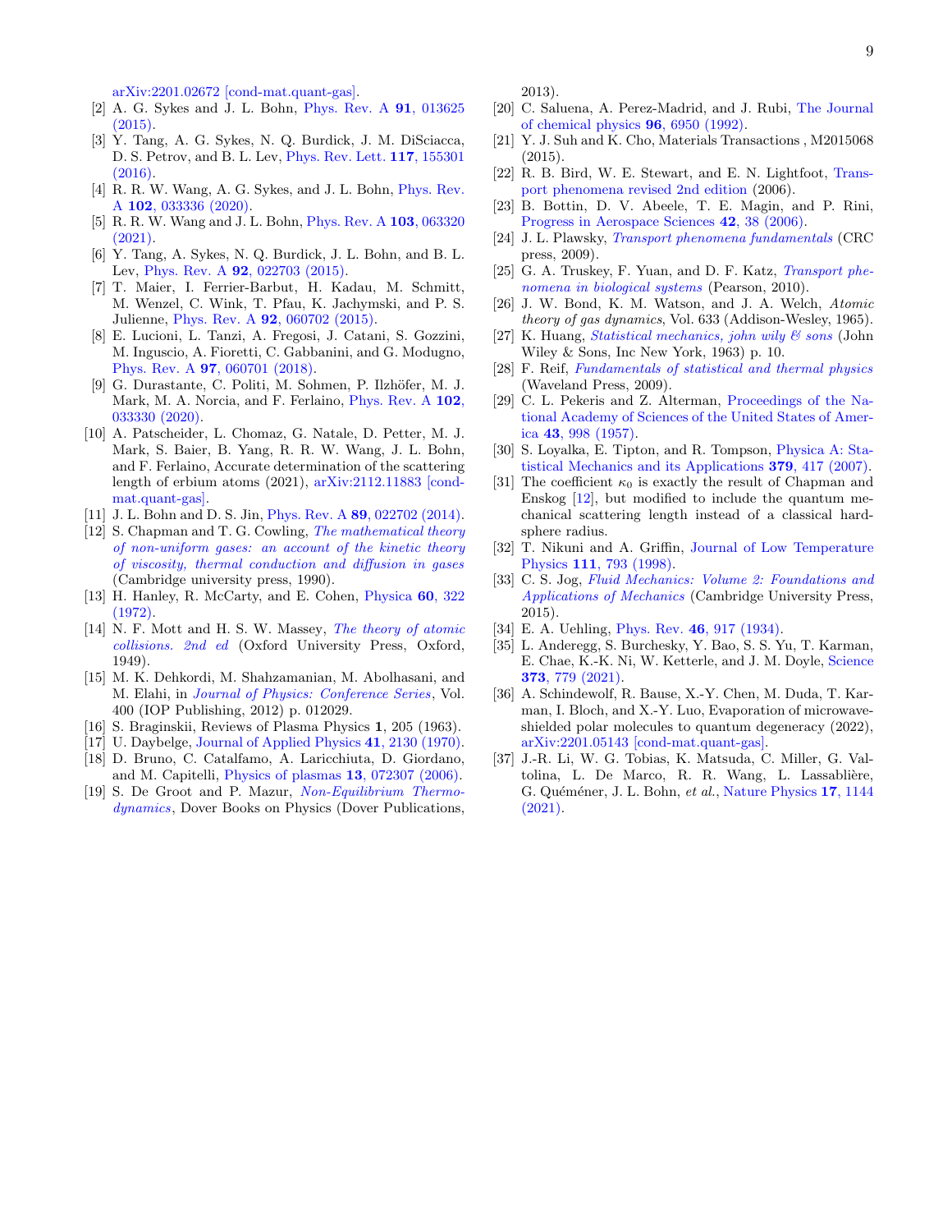arXiv:2201.02672 [cond-mat.quant-gas].

[2] A. G. Sykes and J. L. Bohn, Phys. Rev. A **91**, 013625 (2015).

[3] Y. Tang, A. G. Sykes, N. Q. Burdick, J. M. DiSciacca, D. S. Petrov, and B. L. Lev, Phys. Rev. Lett. **117**, 155301 (2016).

[4] R. R. W. Wang, A. G. Sykes, and J. L. Bohn, Phys. Rev. A **102**, 033336 (2020).

[5] R. R. W. Wang and J. L. Bohn, Phys. Rev. A **103**, 063320 (2021).

[6] Y. Tang, A. Sykes, N. Q. Burdick, J. L. Bohn, and B. L. Lev, Phys. Rev. A **92**, 022703 (2015).

[7] T. Maier, I. Ferrier-Barbut, H. Kadau, M. Schmitt, M. Wenzel, C. Wink, T. Pfau, K. Jachymski, and P. S. Julienne, Phys. Rev. A **92**, 060702 (2015).

[8] E. Lucioni, L. Tanzi, A. Fregosi, J. Catani, S. Gozzini, M. Inguscio, A. Fioretti, C. Gabbanini, and G. Modugno, Phys. Rev. A **97**, 060701 (2018).

[9] G. Durastante, C. Politi, M. Sohmen, P. Ilzhöfer, M. J. Mark, M. A. Norcia, and F. Ferlaino, Phys. Rev. A **102**, 033330 (2020).

[10] A. Patscheider, L. Chomaz, G. Natale, D. Petter, M. J. Mark, S. Baier, B. Yang, R. R. W. Wang, J. L. Bohn, and F. Ferlaino, Accurate determination of the scattering length of erbium atoms (2021), arXiv:2112.11883 [cond-mat.quant-gas].

[11] J. L. Bohn and D. S. Jin, Phys. Rev. A **89**, 022702 (2014).

[12] S. Chapman and T. G. Cowling, *The mathematical theory of non-uniform gases: an account of the kinetic theory of viscosity, thermal conduction and diffusion in gases* (Cambridge university press, 1990).

[13] H. Hanley, R. McCarty, and E. Cohen, Physica **60**, 322 (1972).

[14] N. F. Mott and H. S. W. Massey, *The theory of atomic collisions. 2nd ed* (Oxford University Press, Oxford, 1949).

[15] M. K. Dehkordi, M. Shahzamanian, M. Abolhasani, and M. Elahi, in *Journal of Physics: Conference Series*, Vol. 400 (IOP Publishing, 2012) p. 012029.

[16] S. Braginskii, Reviews of Plasma Physics **1**, 205 (1963).

[17] U. Daybelge, Journal of Applied Physics **41**, 2130 (1970).

[18] D. Bruno, C. Catalfamo, A. Laricchiuta, D. Giordano, and M. Capitelli, Physics of plasmas **13**, 072307 (2006).

[19] S. De Groot and P. Mazur, *Non-Equilibrium Thermodynamics*, Dover Books on Physics (Dover Publications, 2013).

[20] C. Saluena, A. Perez-Madrid, and J. Rubi, The Journal of chemical physics **96**, 6950 (1992).

[21] Y. J. Suh and K. Cho, Materials Transactions , M2015068 (2015).

[22] R. B. Bird, W. E. Stewart, and E. N. Lightfoot, Transport phenomena revised 2nd edition (2006).

[23] B. Bottin, D. V. Abeele, T. E. Magin, and P. Rini, Progress in Aerospace Sciences **42**, 38 (2006).

[24] J. L. Plawsky, *Transport phenomena fundamentals* (CRC press, 2009).

[25] G. A. Truskey, F. Yuan, and D. F. Katz, *Transport phenomena in biological systems* (Pearson, 2010).

[26] J. W. Bond, K. M. Watson, and J. A. Welch, *Atomic theory of gas dynamics*, Vol. 633 (Addison-Wesley, 1965).

[27] K. Huang, *Statistical mechanics, john wily & sons* (John Wiley & Sons, Inc New York, 1963) p. 10.

[28] F. Reif, *Fundamentals of statistical and thermal physics* (Waveland Press, 2009).

[29] C. L. Pekeris and Z. Alterman, Proceedings of the National Academy of Sciences of the United States of America **43**, 998 (1957).

[30] S. Loyalka, E. Tipton, and R. Tompson, Physica A: Statistical Mechanics and its Applications **379**, 417 (2007).

[31] The coefficient $\kappa_0$ is exactly the result of Chapman and Enskog [12], but modified to include the quantum mechanical scattering length instead of a classical hard-sphere radius.

[32] T. Nikuni and A. Griffin, Journal of Low Temperature Physics **111**, 793 (1998).

[33] C. S. Jog, *Fluid Mechanics: Volume 2: Foundations and Applications of Mechanics* (Cambridge University Press, 2015).

[34] E. A. Uehling, Phys. Rev. **46**, 917 (1934).

[35] L. Anderegg, S. Burchesky, Y. Bao, S. S. Yu, T. Karman, E. Chae, K.-K. Ni, W. Ketterle, and J. M. Doyle, Science **373**, 779 (2021).

[36] A. Schindewolf, R. Bause, X.-Y. Chen, M. Duda, T. Karman, I. Bloch, and X.-Y. Luo, Evaporation of microwave-shielded polar molecules to quantum degeneracy (2022), arXiv:2201.05143 [cond-mat.quant-gas].

[37] J.-R. Li, W. G. Tobias, K. Matsuda, C. Miller, G. Valtolina, L. De Marco, R. R. Wang, L. Lassablière, G. Quéméner, J. L. Bohn, *et al.*, Nature Physics **17**, 1144 (2021).